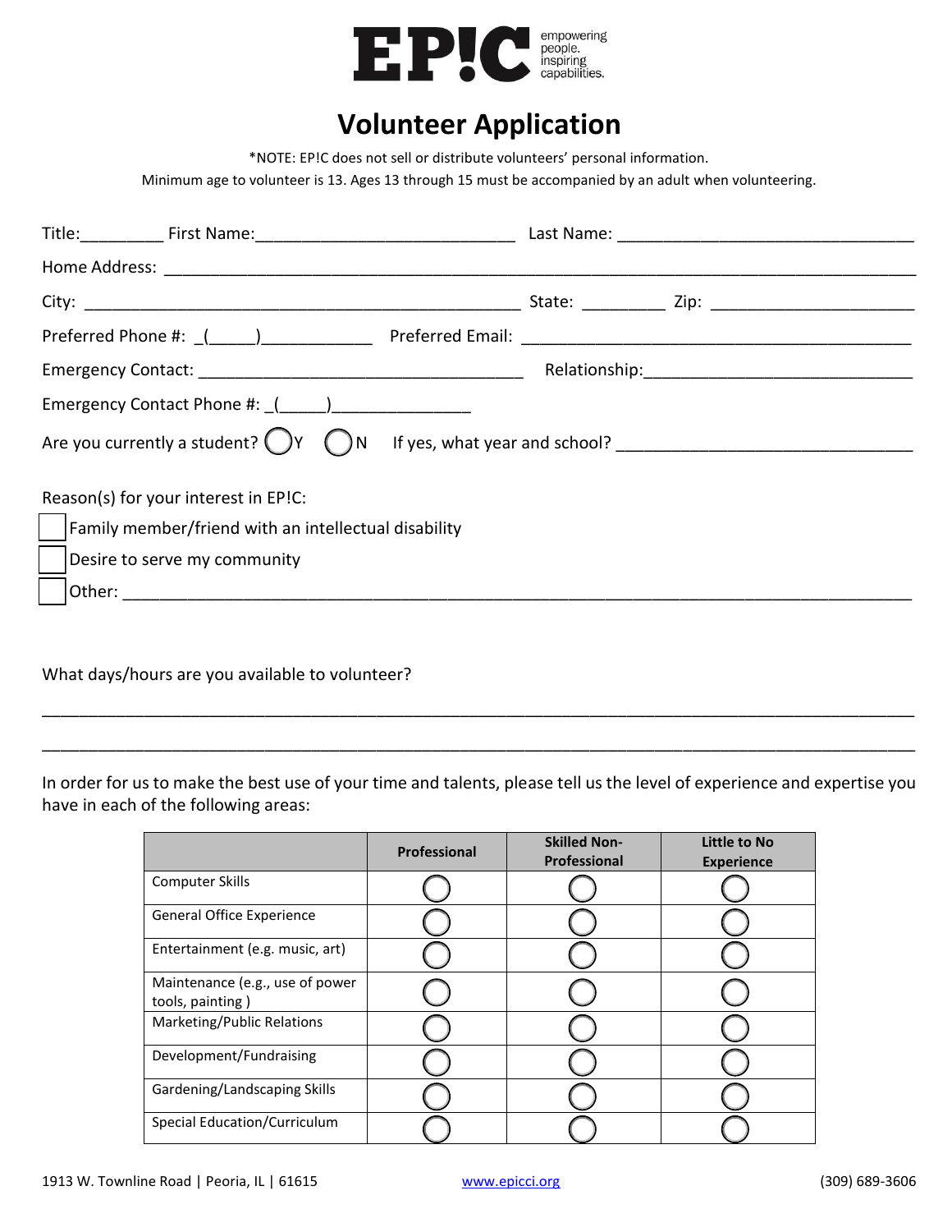EP!C empowering people. inspiring capabilities.

# Volunteer Application

*NOTE: EP!C does not sell or distribute volunteers' personal information.

Minimum age to volunteer is 13. Ages 13 through 15 must be accompanied by an adult when volunteering.

Title:_________ First Name:____________________________ Last Name: ________________________________

Home Address: ________________________________________________________________________________

City: _______________________________________________ State: _________ Zip: ______________________

Preferred Phone #: _(_____)____________ Preferred Email: ____________________________________________

Emergency Contact: ___________________________________ Relationship:______________________________

Emergency Contact Phone #: _(_____)_______________

Are you currently a student? ◯ Y ◯ N If yes, what year and school? ________________________________

Reason(s) for your interest in EP!C:

- ☐ Family member/friend with an intellectual disability
- ☐ Desire to serve my community
- ☐ Other: __________________________________________________________________________________

What days/hours are you available to volunteer?

________________________________________________________________________________________________

________________________________________________________________________________________________

In order for us to make the best use of your time and talents, please tell us the level of experience and expertise you have in each of the following areas:

| | Professional | Skilled Non-Professional | Little to No Experience |
|---|---|---|---|
| Computer Skills | ◯ | ◯ | ◯ |
| General Office Experience | ◯ | ◯ | ◯ |
| Entertainment (e.g. music, art) | ◯ | ◯ | ◯ |
| Maintenance (e.g., use of power tools, painting ) | ◯ | ◯ | ◯ |
| Marketing/Public Relations | ◯ | ◯ | ◯ |
| Development/Fundraising | ◯ | ◯ | ◯ |
| Gardening/Landscaping Skills | ◯ | ◯ | ◯ |
| Special Education/Curriculum | ◯ | ◯ | ◯ |

1913 W. Townline Road | Peoria, IL | 61615 www.epicci.org (309) 689-3606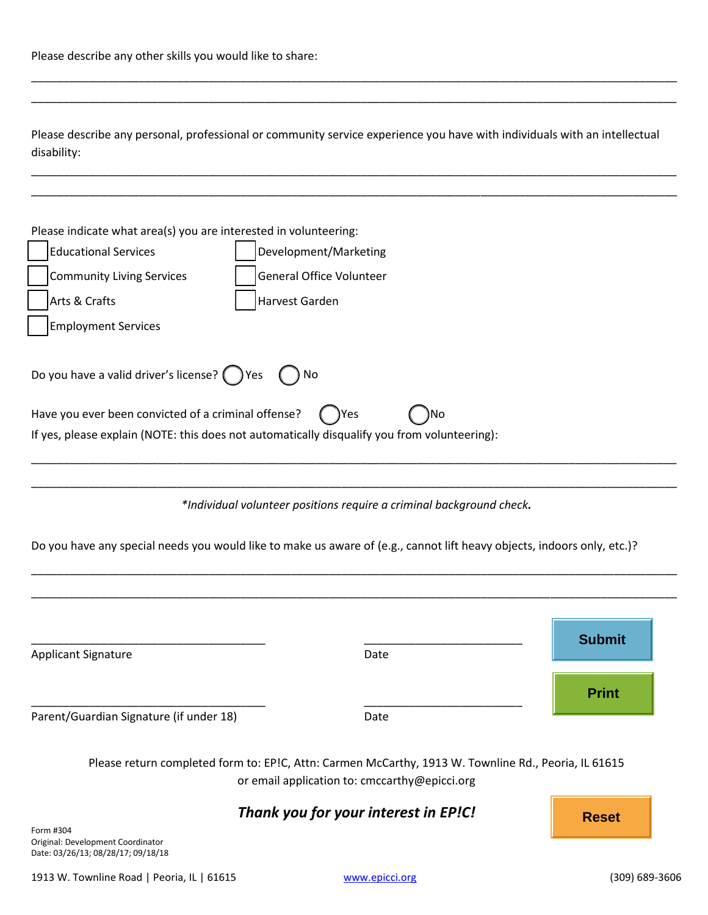Please describe any other skills you would like to share:

\_\_\_\_\_\_\_\_\_\_\_\_\_\_\_\_\_\_\_\_\_\_\_\_\_\_\_\_\_\_\_\_\_\_\_\_\_\_\_\_\_\_\_\_\_\_\_\_\_\_\_\_\_\_\_\_\_\_\_\_\_\_\_\_\_\_\_\_\_\_\_\_\_\_\_\_\_\_\_\_\_\_

\_\_\_\_\_\_\_\_\_\_\_\_\_\_\_\_\_\_\_\_\_\_\_\_\_\_\_\_\_\_\_\_\_\_\_\_\_\_\_\_\_\_\_\_\_\_\_\_\_\_\_\_\_\_\_\_\_\_\_\_\_\_\_\_\_\_\_\_\_\_\_\_\_\_\_\_\_\_\_\_\_\_

Please describe any personal, professional or community service experience you have with individuals with an intellectual disability:

\_\_\_\_\_\_\_\_\_\_\_\_\_\_\_\_\_\_\_\_\_\_\_\_\_\_\_\_\_\_\_\_\_\_\_\_\_\_\_\_\_\_\_\_\_\_\_\_\_\_\_\_\_\_\_\_\_\_\_\_\_\_\_\_\_\_\_\_\_\_\_\_\_\_\_\_\_\_\_\_\_\_

\_\_\_\_\_\_\_\_\_\_\_\_\_\_\_\_\_\_\_\_\_\_\_\_\_\_\_\_\_\_\_\_\_\_\_\_\_\_\_\_\_\_\_\_\_\_\_\_\_\_\_\_\_\_\_\_\_\_\_\_\_\_\_\_\_\_\_\_\_\_\_\_\_\_\_\_\_\_\_\_\_\_

Please indicate what area(s) you are interested in volunteering:

- ☐ Educational Services
- ☐ Community Living Services
- ☐ Arts & Crafts
- ☐ Employment Services
- ☐ Development/Marketing
- ☐ General Office Volunteer
- ☐ Harvest Garden

Do you have a valid driver's license? ◯ Yes ◯ No

Have you ever been convicted of a criminal offense? ◯ Yes ◯ No

If yes, please explain (NOTE: this does not automatically disqualify you from volunteering):

\_\_\_\_\_\_\_\_\_\_\_\_\_\_\_\_\_\_\_\_\_\_\_\_\_\_\_\_\_\_\_\_\_\_\_\_\_\_\_\_\_\_\_\_\_\_\_\_\_\_\_\_\_\_\_\_\_\_\_\_\_\_\_\_\_\_\_\_\_\_\_\_\_\_\_\_\_\_\_\_\_\_

\_\_\_\_\_\_\_\_\_\_\_\_\_\_\_\_\_\_\_\_\_\_\_\_\_\_\_\_\_\_\_\_\_\_\_\_\_\_\_\_\_\_\_\_\_\_\_\_\_\_\_\_\_\_\_\_\_\_\_\_\_\_\_\_\_\_\_\_\_\_\_\_\_\_\_\_\_\_\_\_\_\_

*\*Individual volunteer positions require a criminal background check.*

Do you have any special needs you would like to make us aware of (e.g., cannot lift heavy objects, indoors only, etc.)?

\_\_\_\_\_\_\_\_\_\_\_\_\_\_\_\_\_\_\_\_\_\_\_\_\_\_\_\_\_\_\_\_\_\_\_\_\_\_\_\_\_\_\_\_\_\_\_\_\_\_\_\_\_\_\_\_\_\_\_\_\_\_\_\_\_\_\_\_\_\_\_\_\_\_\_\_\_\_\_\_\_\_

\_\_\_\_\_\_\_\_\_\_\_\_\_\_\_\_\_\_\_\_\_\_\_\_\_\_\_\_\_\_\_\_\_\_\_\_\_\_\_\_\_\_\_\_\_\_\_\_\_\_\_\_\_\_\_\_\_\_\_\_\_\_\_\_\_\_\_\_\_\_\_\_\_\_\_\_\_\_\_\_\_\_

\_\_\_\_\_\_\_\_\_\_\_\_\_\_\_\_\_\_\_\_\_\_\_\_\_\_\_\_\_\_\_\_\_\_\_\_ \_\_\_\_\_\_\_\_\_\_\_\_\_\_\_\_\_\_\_\_\_\_\_\_

Applicant Signature Date

**Submit**

\_\_\_\_\_\_\_\_\_\_\_\_\_\_\_\_\_\_\_\_\_\_\_\_\_\_\_\_\_\_\_\_\_\_\_\_ \_\_\_\_\_\_\_\_\_\_\_\_\_\_\_\_\_\_\_\_\_\_\_\_

Parent/Guardian Signature (if under 18) Date

**Print**

Please return completed form to: EP!C, Attn: Carmen McCarthy, 1913 W. Townline Rd., Peoria, IL 61615
or email application to: cmccarthy@epicci.org

***Thank you for your interest in EP!C!***

**Reset**

Form #304
Original: Development Coordinator
Date: 03/26/13; 08/28/17; 09/18/18

1913 W. Townline Road | Peoria, IL | 61615 www.epicci.org (309) 689-3606